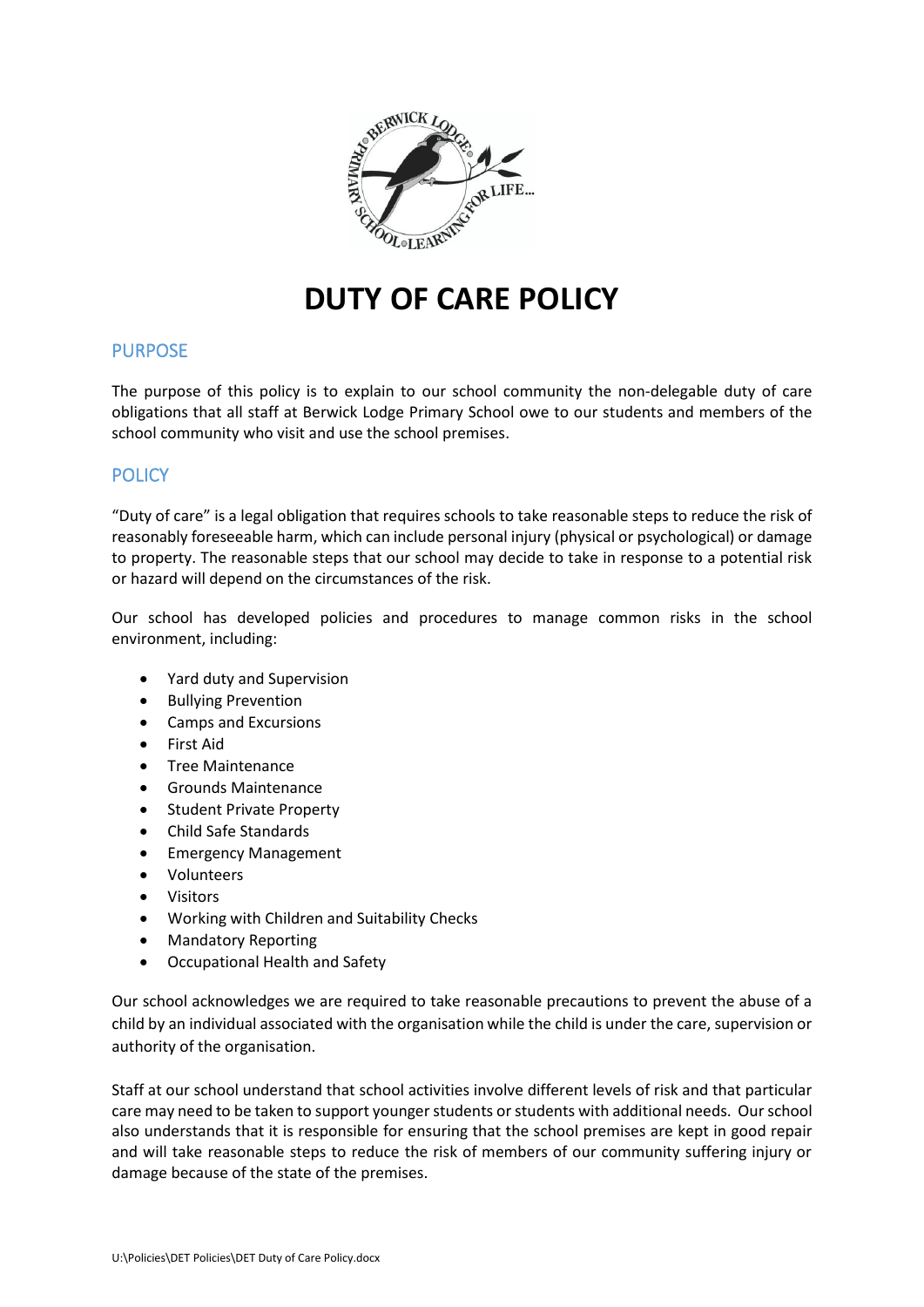# DUTY OF CARE POLICY

## PURPOSE

The purpose of this policy is to explain to our school community the non-delegable duty of care obligations that all staff at Berwick Lodge Primary School owe to our students and members of the school community who visit and use the school premises.

## POLICY

"Duty of care" is a legal obligation that requires schools to take reasonable steps to reduce the risk of reasonably foreseeable harm, which can include personal injury (physical or psychological) or damage to property. The reasonable steps that our school may decide to take in response to a potential risk or hazard will depend on the circumstances of the risk.

Our school has developed policies and procedures to manage common risks in the school environment, including:

- Yard duty and Supervision
- Bullying Prevention
- Camps and Excursions
- First Aid
- Tree Maintenance
- Grounds Maintenance
- Student Private Property
- Child Safe Standards
- Emergency Management
- Volunteers
- Visitors
- Working with Children and Suitability Checks
- Mandatory Reporting
- Occupational Health and Safety

Our school acknowledges we are required to take reasonable precautions to prevent the abuse of a child by an individual associated with the organisation while the child is under the care, supervision or authority of the organisation.

Staff at our school understand that school activities involve different levels of risk and that particular care may need to be taken to support younger students or students with additional needs. Our school also understands that it is responsible for ensuring that the school premises are kept in good repair and will take reasonable steps to reduce the risk of members of our community suffering injury or damage because of the state of the premises.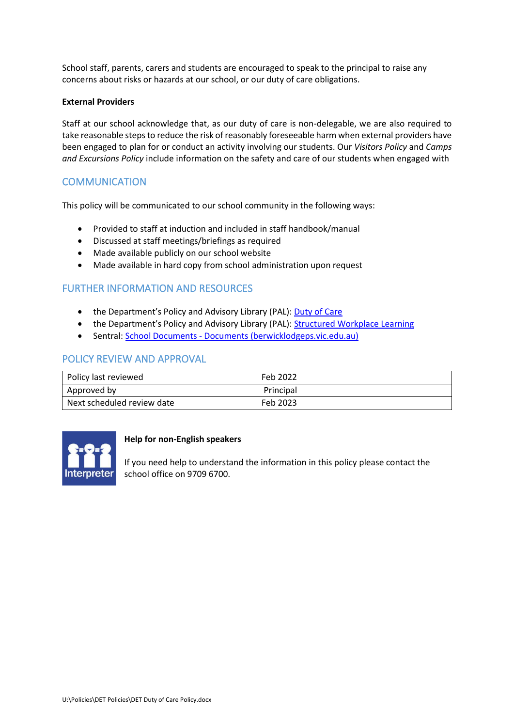School staff, parents, carers and students are encouraged to speak to the principal to raise any concerns about risks or hazards at our school, or our duty of care obligations.

**External Providers**

Staff at our school acknowledge that, as our duty of care is non-delegable, we are also required to take reasonable steps to reduce the risk of reasonably foreseeable harm when external providers have been engaged to plan for or conduct an activity involving our students. Our *Visitors Policy* and *Camps and Excursions Policy* include information on the safety and care of our students when engaged with

## COMMUNICATION

This policy will be communicated to our school community in the following ways:

- Provided to staff at induction and included in staff handbook/manual
- Discussed at staff meetings/briefings as required
- Made available publicly on our school website
- Made available in hard copy from school administration upon request

## FURTHER INFORMATION AND RESOURCES

- the Department's Policy and Advisory Library (PAL): Duty of Care
- the Department's Policy and Advisory Library (PAL): Structured Workplace Learning
- Sentral: School Documents - Documents (berwicklodgeps.vic.edu.au)

## POLICY REVIEW AND APPROVAL

| | |
|---|---|
| Policy last reviewed | Feb 2022 |
| Approved by | Principal |
| Next scheduled review date | Feb 2023 |

**Help for non-English speakers**

If you need help to understand the information in this policy please contact the school office on 9709 6700.